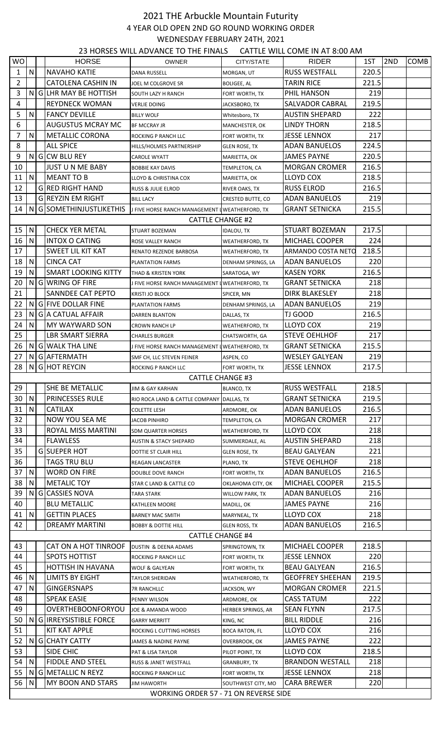# 2021 THE Arbuckle Mountain Futurity

## 4 YEAR OLD OPEN 2ND GO ROUND WORKING ORDER

### WEDNESDAY FEBRUARY 24TH, 2021

23 HORSES WILL ADVANCE TO THE FINALS     CATTLE WILL COME IN AT 8:00 AM

| WO | | | HORSE | OWNER | CITY/STATE | RIDER | 1ST | 2ND | COMB |
|---|---|---|---|---|---|---|---|---|---|
| 1 | N | | NAVAHO KATIE | DANA RUSSELL | MORGAN, UT | RUSS WESTFALL | 220.5 | | |
| 2 | | | CATOLENA CASHIN IN | JOEL M COLGROVE SR | BOLIGEE, AL | TARIN RICE | 221.5 | | |
| 3 | N | G | LHR MAY BE HOTTISH | SOUTH LAZY H RANCH | FORT WORTH, TX | PHIL HANSON | 219 | | |
| 4 | | | REYDNECK WOMAN | VERLIE DOING | JACKSBORO, TX | SALVADOR CABRAL | 219.5 | | |
| 5 | N | | FANCY DEVILLE | BILLY WOLF | Whitesboro, TX | AUSTIN SHEPARD | 222 | | |
| 6 | | | AUGUSTUS MCRAY MC | BF MCCRAY JR | MANCHESTER, OK | LINDY THORN | 218.5 | | |
| 7 | N | | METALLIC CORONA | ROCKING P RANCH LLC | FORT WORTH, TX | JESSE LENNOX | 217 | | |
| 8 | | | ALL SPICE | HILLS/HOLMES PARTNERSHIP | GLEN ROSE, TX | ADAN BANUELOS | 224.5 | | |
| 9 | N | G | CW BLU REY | CAROLE WYATT | MARIETTA, OK | JAMES PAYNE | 220.5 | | |
| 10 | | | JUST U N ME BABY | BOBBIE KAY DAVIS | TEMPLETON, CA | MORGAN CROMER | 216.5 | | |
| 11 | N | | MEANT TO B | LLOYD & CHRISTINA COX | MARIETTA, OK | LLOYD COX | 218.5 | | |
| 12 | | G | RED RIGHT HAND | RUSS & JULIE ELROD | RIVER OAKS, TX | RUSS ELROD | 216.5 | | |
| 13 | | G | REYZIN EM RIGHT | BILL LACY | CRESTED BUTTE, CO | ADAN BANUELOS | 219 | | |
| 14 | N | G | SOMETHINJUSTLIKETHIS | J FIVE HORSE RANCH MANAGEMENT L | WEATHERFORD, TX | GRANT SETNICKA | 215.5 | | |
| | | | | CATTLE CHANGE #2 | | | | | |
| 15 | N | | CHECK YER METAL | STUART BOZEMAN | IDALOU, TX | STUART BOZEMAN | 217.5 | | |
| 16 | N | | INTOX O CATING | ROSE VALLEY RANCH | WEATHERFORD, TX | MICHAEL COOPER | 224 | | |
| 17 | | | SWEET LIL KIT KAT | RENATO REZENDE BARBOSA | WEATHERFORD, TX | ARMANDO COSTA NETO | 218.5 | | |
| 18 | N | | CINCA CAT | PLANTATION FARMS | DENHAM SPRINGS, LA | ADAN BANUELOS | 220 | | |
| 19 | N | | SMART LOOKING KITTY | THAD & KRISTEN YORK | SARATOGA, WY | KASEN YORK | 216.5 | | |
| 20 | N | G | WRING OF FIRE | J FIVE HORSE RANCH MANAGEMENT L | WEATHERFORD, TX | GRANT SETNICKA | 218 | | |
| 21 | | | SANNDEE CAT PEPTO | KRISTI JO BLOCK | SPICER, MN | DIRK BLAKESLEY | 218 | | |
| 22 | N | G | FIVE DOLLAR FINE | PLANTATION FARMS | DENHAM SPRINGS, LA | ADAN BANUELOS | 219 | | |
| 23 | N | G | A CATUAL AFFAIR | DARREN BLANTON | DALLAS, TX | TJ GOOD | 216.5 | | |
| 24 | N | | MY WAYWARD SON | CROWN RANCH LP | WEATHERFORD, TX | LLOYD COX | 219 | | |
| 25 | | | LBR SMART SIERRA | CHARLES BURGER | CHATSWORTH, GA | STEVE OEHLHOF | 217 | | |
| 26 | N | G | WALK THA LINE | J FIVE HORSE RANCH MANAGEMENT L | WEATHERFORD, TX | GRANT SETNICKA | 215.5 | | |
| 27 | N | G | AFTERMATH | SMF CH, LLC STEVEN FEINER | ASPEN, CO | WESLEY GALYEAN | 219 | | |
| 28 | N | G | HOT REYCIN | ROCKING P RANCH LLC | FORT WORTH, TX | JESSE LENNOX | 217.5 | | |
| | | | | CATTLE CHANGE #3 | | | | | |
| 29 | | | SHE BE METALLIC | JIM & GAY KARHAN | BLANCO, TX | RUSS WESTFALL | 218.5 | | |
| 30 | N | | PRINCESSES RULE | RIO ROCA LAND & CATTLE COMPANY | DALLAS, TX | GRANT SETNICKA | 219.5 | | |
| 31 | N | | CATILAX | COLETTE LESH | ARDMORE, OK | ADAN BANUELOS | 216.5 | | |
| 32 | | | NOW YOU SEA ME | JACOB PINHIRO | TEMPLETON, CA | MORGAN CROMER | 217 | | |
| 33 | | | ROYAL MISS MARTINI | SDM QUARTER HORSES | WEATHERFORD, TX | LLOYD COX | 218 | | |
| 34 | | | FLAWLESS | AUSTIN & STACY SHEPARD | SUMMERDALE, AL | AUSTIN SHEPARD | 218 | | |
| 35 | | G | SUEPER HOT | DOTTIE ST CLAIR HILL | GLEN ROSE, TX | BEAU GALYEAN | 221 | | |
| 36 | | | TAGS TRU BLU | REAGAN LANCASTER | PLANO, TX | STEVE OEHLHOF | 218 | | |
| 37 | N | | WORD ON FIRE | DOUBLE DOVE RANCH | FORT WORTH, TX | ADAN BANUELOS | 216.5 | | |
| 38 | N | | METALIC TOY | STAR C LAND & CATTLE CO | OKLAHOMA CITY, OK | MICHAEL COOPER | 215.5 | | |
| 39 | N | G | CASSIES NOVA | TARA STARK | WILLOW PARK, TX | ADAN BANUELOS | 216 | | |
| 40 | | | BLU METALLIC | KATHLEEN MOORE | MADILL, OK | JAMES PAYNE | 216 | | |
| 41 | N | | GETTIN PLACES | BARNEY MAC SMITH | MARYNEAL, TX | LLOYD COX | 218 | | |
| 42 | | | DREAMY MARTINI | BOBBY & DOTTIE HILL | GLEN ROSS, TX | ADAN BANUELOS | 216.5 | | |
| | | | | CATTLE CHANGE #4 | | | | | |
| 43 | | | CAT ON A HOT TINROOF | DUSTIN & DEENA ADAMS | SPRINGTOWN, TX | MICHAEL COOPER | 218.5 | | |
| 44 | | | SPOTS HOTTIST | ROCKING P RANCH LLC | FORT WORTH, TX | JESSE LENNOX | 220 | | |
| 45 | | | HOTTISH IN HAVANA | WOLF & GALYEAN | FORT WORTH, TX | BEAU GALYEAN | 216.5 | | |
| 46 | N | | LIMITS BY EIGHT | TAYLOR SHERIDAN | WEATHERFORD, TX | GEOFFREY SHEEHAN | 219.5 | | |
| 47 | N | | GINGERSNAPS | 7R RANCHLLC | JACKSON, WY | MORGAN CROMER | 221.5 | | |
| 48 | | | SPEAK EASIE | PENNY WILSON | ARDMORE, OK | CASS TATUM | 222 | | |
| 49 | | | OVERTHEBOONFORYOU | JOE & AMANDA WOOD | HERBER SPRINGS, AR | SEAN FLYNN | 217.5 | | |
| 50 | N | G | IRREYSISTIBLE FORCE | GARRY MERRITT | KING, NC | BILL RIDDLE | 216 | | |
| 51 | | | KIT KAT APPLE | ROCKING L CUTTING HORSES | BOCA RATON, FL | LLOYD COX | 216 | | |
| 52 | N | G | CHATY CATTY | JAMES & NADINE PAYNE | OVERBROOK, OK | JAMES PAYNE | 222 | | |
| 53 | | | SIDE CHIC | PAT & LISA TAYLOR | PILOT POINT, TX | LLOYD COX | 218.5 | | |
| 54 | N | | FIDDLE AND STEEL | RUSS & JANET WESTFALL | GRANBURY, TX | BRANDON WESTALL | 218 | | |
| 55 | N | G | METALLIC N REYZ | ROCKING P RANCH LLC | FORT WORTH, TX | JESSE LENNOX | 218 | | |
| 56 | N | | MY BOON AND STARS | JIM HAWORTH | SOUTHWEST CITY, MO | CARA BREWER | 220 | | |

WORKING ORDER 57 - 71 ON REVERSE SIDE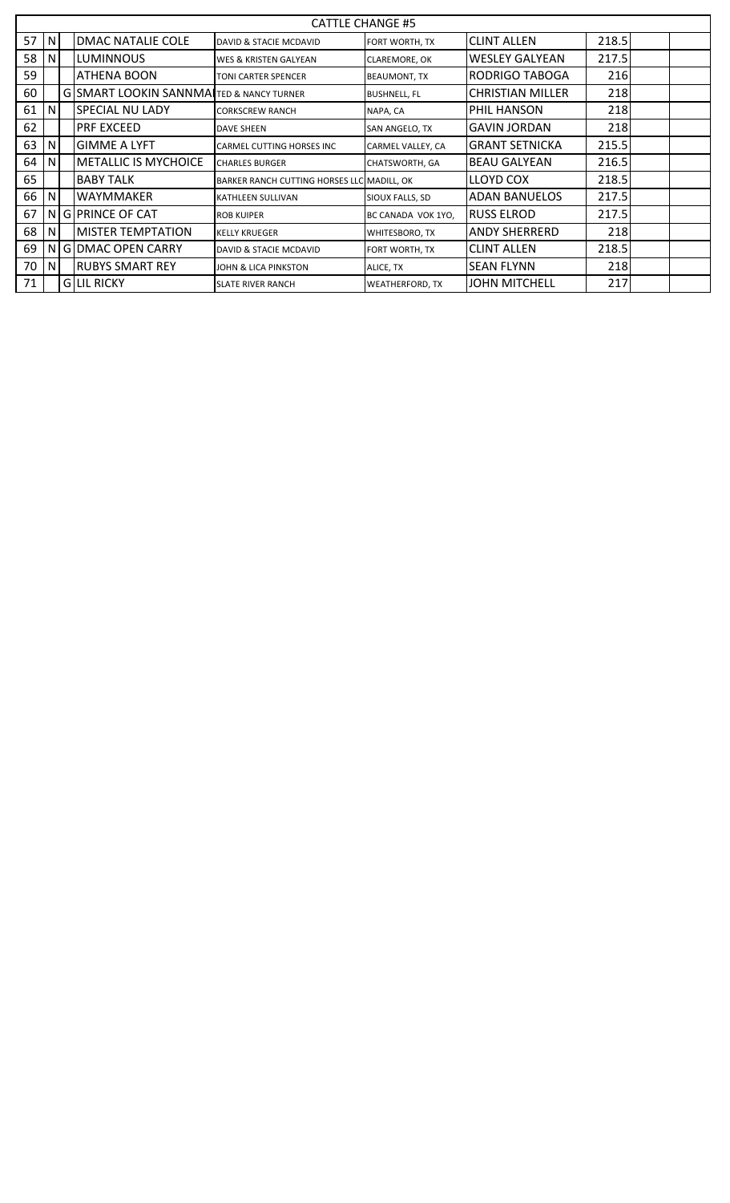| | | | | | | | | | |
|---|---|---|---|---|---|---|---|---|---|
| CATTLE CHANGE #5 | | | | | | | | | |
| 57 | N | | DMAC NATALIE COLE | DAVID & STACIE MCDAVID | FORT WORTH, TX | CLINT ALLEN | 218.5 | | |
| 58 | N | | LUMINNOUS | WES & KRISTEN GALYEAN | CLAREMORE, OK | WESLEY GALYEAN | 217.5 | | |
| 59 | | | ATHENA BOON | TONI CARTER SPENCER | BEAUMONT, TX | RODRIGO TABOGA | 216 | | |
| 60 | | G | SMART LOOKIN SANNMA | TED & NANCY TURNER | BUSHNELL, FL | CHRISTIAN MILLER | 218 | | |
| 61 | N | | SPECIAL NU LADY | CORKSCREW RANCH | NAPA, CA | PHIL HANSON | 218 | | |
| 62 | | | PRF EXCEED | DAVE SHEEN | SAN ANGELO, TX | GAVIN JORDAN | 218 | | |
| 63 | N | | GIMME A LYFT | CARMEL CUTTING HORSES INC | CARMEL VALLEY, CA | GRANT SETNICKA | 215.5 | | |
| 64 | N | | METALLIC IS MYCHOICE | CHARLES BURGER | CHATSWORTH, GA | BEAU GALYEAN | 216.5 | | |
| 65 | | | BABY TALK | BARKER RANCH CUTTING HORSES LLC | MADILL, OK | LLOYD COX | 218.5 | | |
| 66 | N | | WAYMMAKER | KATHLEEN SULLIVAN | SIOUX FALLS, SD | ADAN BANUELOS | 217.5 | | |
| 67 | N | G | PRINCE OF CAT | ROB KUIPER | BC CANADA VOK 1YO, | RUSS ELROD | 217.5 | | |
| 68 | N | | MISTER TEMPTATION | KELLY KRUEGER | WHITESBORO, TX | ANDY SHERRERD | 218 | | |
| 69 | N | G | DMAC OPEN CARRY | DAVID & STACIE MCDAVID | FORT WORTH, TX | CLINT ALLEN | 218.5 | | |
| 70 | N | | RUBYS SMART REY | JOHN & LICA PINKSTON | ALICE, TX | SEAN FLYNN | 218 | | |
| 71 | | G | LIL RICKY | SLATE RIVER RANCH | WEATHERFORD, TX | JOHN MITCHELL | 217 | | |